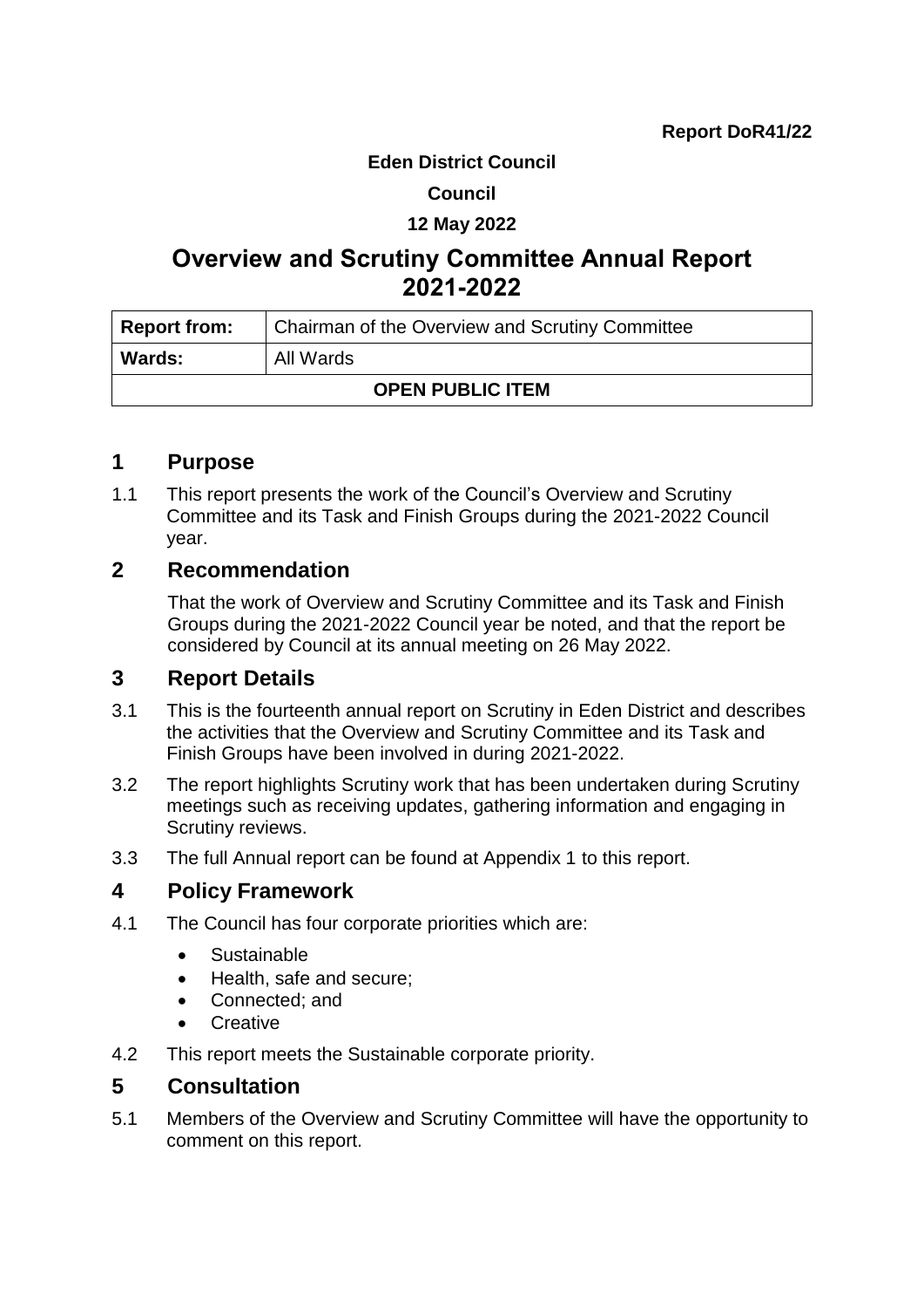**Report DoR41/22**

**Eden District Council**

**Council**

**12 May 2022**

# Overview and Scrutiny Committee Annual Report 2021-2022

| **Report from:** | Chairman of the Overview and Scrutiny Committee |
|---|---|
| **Wards:** | All Wards |
| **OPEN PUBLIC ITEM** | |

## 1 Purpose

1.1 This report presents the work of the Council's Overview and Scrutiny Committee and its Task and Finish Groups during the 2021-2022 Council year.

## 2 Recommendation

That the work of Overview and Scrutiny Committee and its Task and Finish Groups during the 2021-2022 Council year be noted, and that the report be considered by Council at its annual meeting on 26 May 2022.

## 3 Report Details

3.1 This is the fourteenth annual report on Scrutiny in Eden District and describes the activities that the Overview and Scrutiny Committee and its Task and Finish Groups have been involved in during 2021-2022.

3.2 The report highlights Scrutiny work that has been undertaken during Scrutiny meetings such as receiving updates, gathering information and engaging in Scrutiny reviews.

3.3 The full Annual report can be found at Appendix 1 to this report.

## 4 Policy Framework

4.1 The Council has four corporate priorities which are:

- Sustainable
- Health, safe and secure;
- Connected; and
- Creative

4.2 This report meets the Sustainable corporate priority.

## 5 Consultation

5.1 Members of the Overview and Scrutiny Committee will have the opportunity to comment on this report.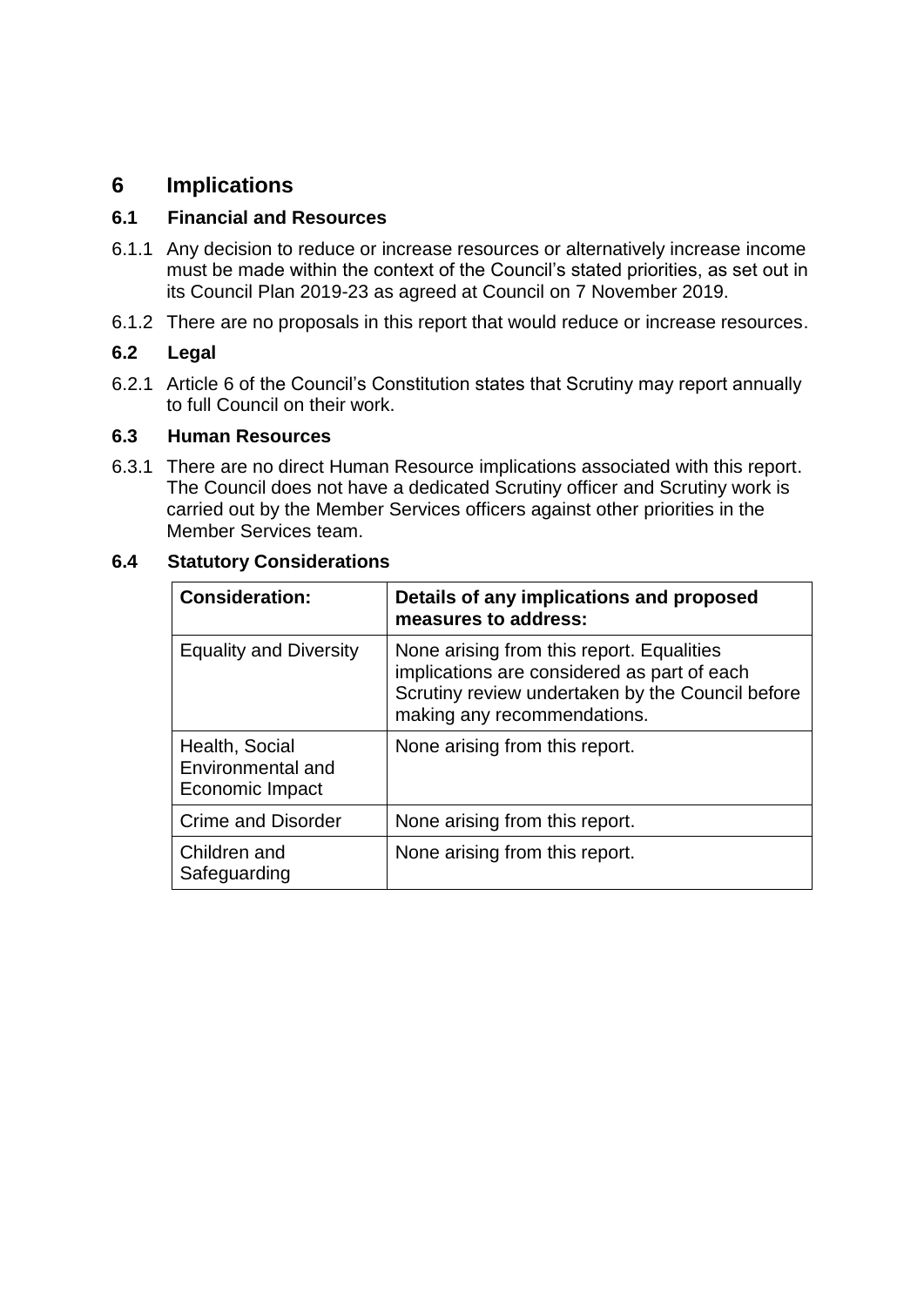# 6 Implications

## 6.1 Financial and Resources

6.1.1 Any decision to reduce or increase resources or alternatively increase income must be made within the context of the Council's stated priorities, as set out in its Council Plan 2019-23 as agreed at Council on 7 November 2019.

6.1.2 There are no proposals in this report that would reduce or increase resources.

## 6.2 Legal

6.2.1 Article 6 of the Council's Constitution states that Scrutiny may report annually to full Council on their work.

## 6.3 Human Resources

6.3.1 There are no direct Human Resource implications associated with this report. The Council does not have a dedicated Scrutiny officer and Scrutiny work is carried out by the Member Services officers against other priorities in the Member Services team.

## 6.4 Statutory Considerations

| Consideration: | Details of any implications and proposed measures to address: |
|---|---|
| Equality and Diversity | None arising from this report. Equalities implications are considered as part of each Scrutiny review undertaken by the Council before making any recommendations. |
| Health, Social Environmental and Economic Impact | None arising from this report. |
| Crime and Disorder | None arising from this report. |
| Children and Safeguarding | None arising from this report. |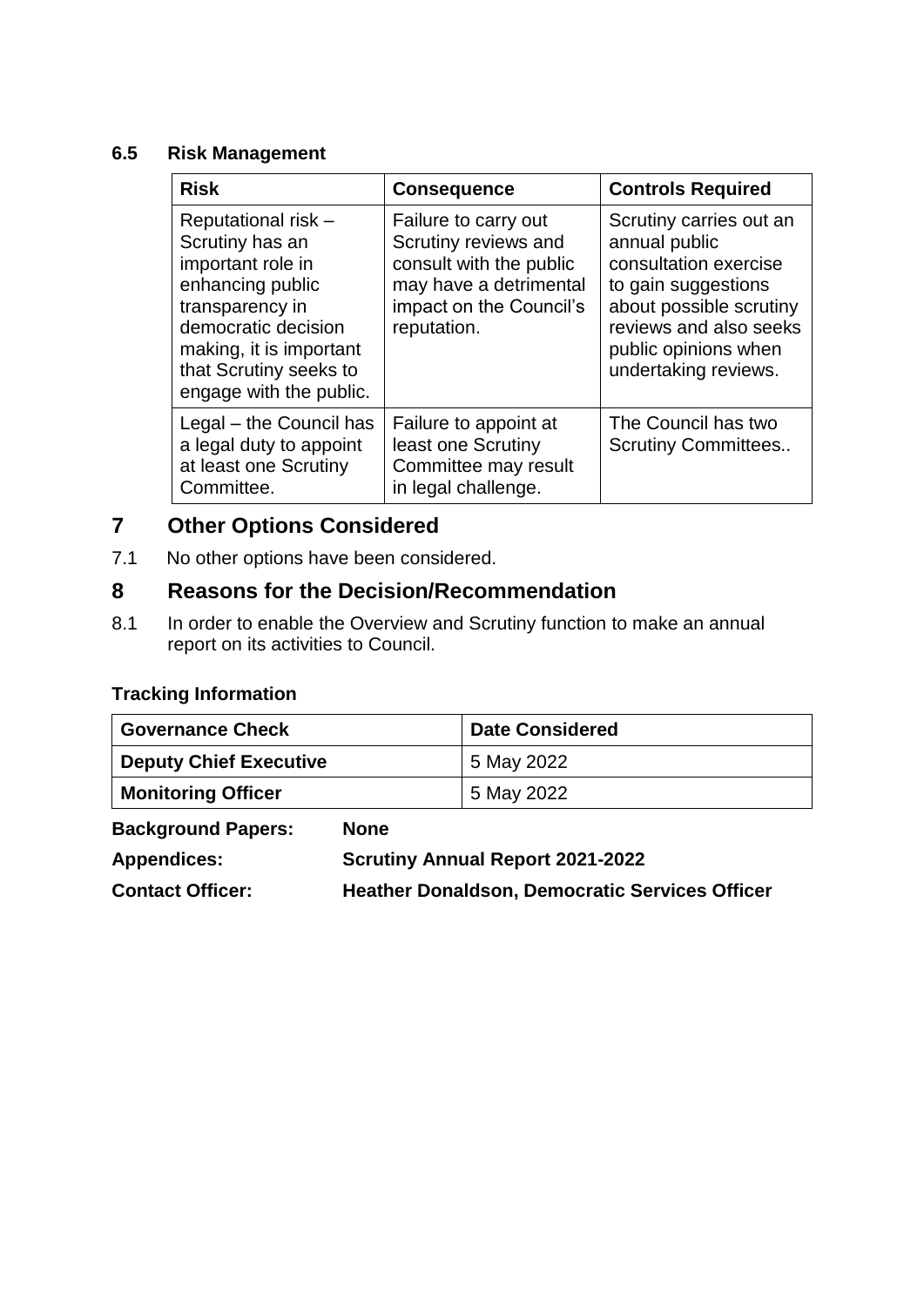### 6.5 Risk Management

| Risk | Consequence | Controls Required |
|---|---|---|
| Reputational risk – Scrutiny has an important role in enhancing public transparency in democratic decision making, it is important that Scrutiny seeks to engage with the public. | Failure to carry out Scrutiny reviews and consult with the public may have a detrimental impact on the Council's reputation. | Scrutiny carries out an annual public consultation exercise to gain suggestions about possible scrutiny reviews and also seeks public opinions when undertaking reviews. |
| Legal – the Council has a legal duty to appoint at least one Scrutiny Committee. | Failure to appoint at least one Scrutiny Committee may result in legal challenge. | The Council has two Scrutiny Committees.. |

## 7 Other Options Considered

7.1 No other options have been considered.

## 8 Reasons for the Decision/Recommendation

8.1 In order to enable the Overview and Scrutiny function to make an annual report on its activities to Council.

**Tracking Information**

| Governance Check | Date Considered |
|---|---|
| **Deputy Chief Executive** | 5 May 2022 |
| **Monitoring Officer** | 5 May 2022 |

**Background Papers:** **None**

**Appendices:** **Scrutiny Annual Report 2021-2022**

**Contact Officer:** **Heather Donaldson, Democratic Services Officer**